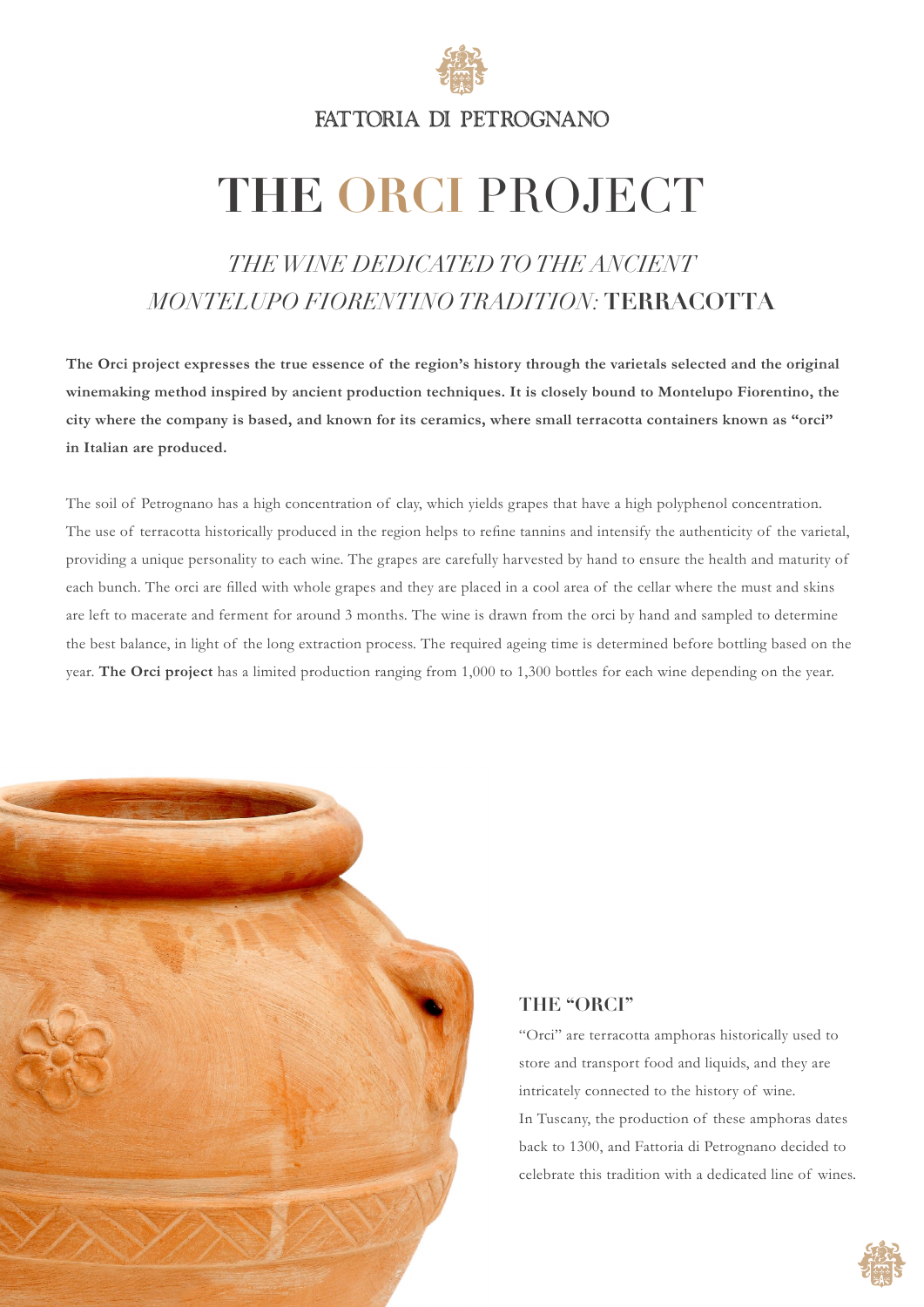FATTORIA DI PETROGNANO

# THE ORCI PROJECT

## *THE WINE DEDICATED TO THE ANCIENT MONTELUPO FIORENTINO TRADITION:* TERRACOTTA

**The Orci project expresses the true essence of the region's history through the varietals selected and the original winemaking method inspired by ancient production techniques. It is closely bound to Montelupo Fiorentino, the city where the company is based, and known for its ceramics, where small terracotta containers known as "orci" in Italian are produced.**

The soil of Petrognano has a high concentration of clay, which yields grapes that have a high polyphenol concentration. The use of terracotta historically produced in the region helps to refine tannins and intensify the authenticity of the varietal, providing a unique personality to each wine. The grapes are carefully harvested by hand to ensure the health and maturity of each bunch. The orci are filled with whole grapes and they are placed in a cool area of the cellar where the must and skins are left to macerate and ferment for around 3 months. The wine is drawn from the orci by hand and sampled to determine the best balance, in light of the long extraction process. The required ageing time is determined before bottling based on the year. **The Orci project** has a limited production ranging from 1,000 to 1,300 bottles for each wine depending on the year.

### THE "ORCI"

"Orci" are terracotta amphoras historically used to store and transport food and liquids, and they are intricately connected to the history of wine.
In Tuscany, the production of these amphoras dates back to 1300, and Fattoria di Petrognano decided to celebrate this tradition with a dedicated line of wines.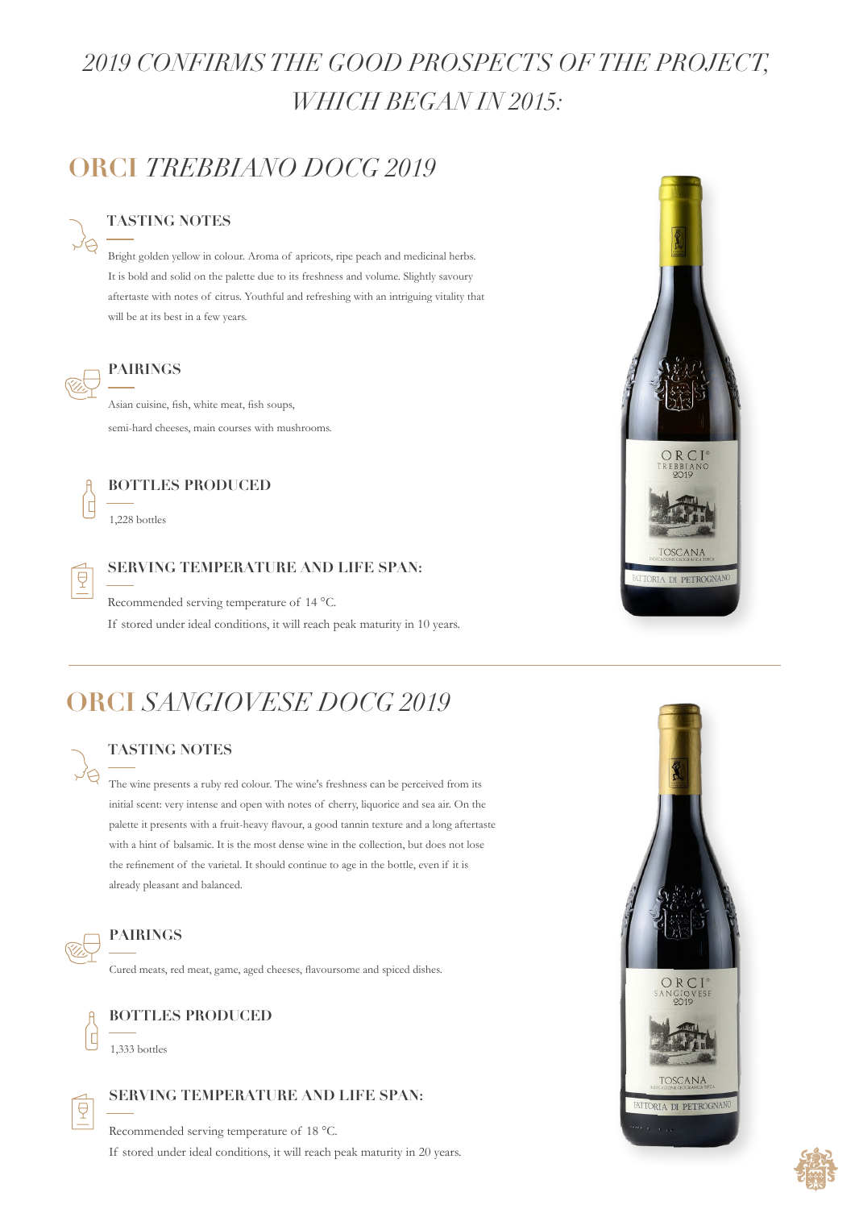# *2019 CONFIRMS THE GOOD PROSPECTS OF THE PROJECT, WHICH BEGAN IN 2015:*

## ORCI *TREBBIANO DOCG 2019*

### TASTING NOTES

Bright golden yellow in colour. Aroma of apricots, ripe peach and medicinal herbs. It is bold and solid on the palette due to its freshness and volume. Slightly savoury aftertaste with notes of citrus. Youthful and refreshing with an intriguing vitality that will be at its best in a few years.

### PAIRINGS

Asian cuisine, fish, white meat, fish soups, semi-hard cheeses, main courses with mushrooms.

### BOTTLES PRODUCED

1,228 bottles

### SERVING TEMPERATURE AND LIFE SPAN:

Recommended serving temperature of 14 °C.
If stored under ideal conditions, it will reach peak maturity in 10 years.

---

## ORCI *SANGIOVESE DOCG 2019*

### TASTING NOTES

The wine presents a ruby red colour. The wine's freshness can be perceived from its initial scent: very intense and open with notes of cherry, liquorice and sea air. On the palette it presents with a fruit-heavy flavour, a good tannin texture and a long aftertaste with a hint of balsamic. It is the most dense wine in the collection, but does not lose the refinement of the varietal. It should continue to age in the bottle, even if it is already pleasant and balanced.

### PAIRINGS

Cured meats, red meat, game, aged cheeses, flavoursome and spiced dishes.

### BOTTLES PRODUCED

1,333 bottles

### SERVING TEMPERATURE AND LIFE SPAN:

Recommended serving temperature of 18 °C.
If stored under ideal conditions, it will reach peak maturity in 20 years.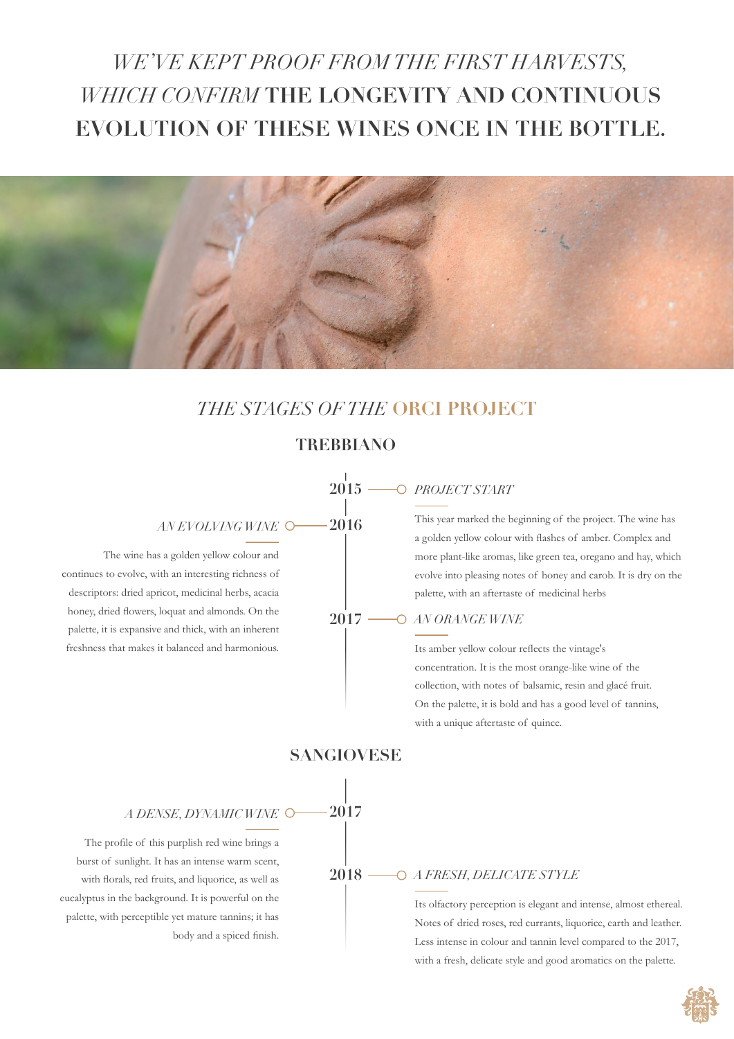# *WE'VE KEPT PROOF FROM THE FIRST HARVESTS, WHICH CONFIRM* THE LONGEVITY AND CONTINUOUS EVOLUTION OF THESE WINES ONCE IN THE BOTTLE.

## *THE STAGES OF THE* ORCI PROJECT

### TREBBIANO

**2015** — *PROJECT START*

This year marked the beginning of the project. The wine has a golden yellow colour with flashes of amber. Complex and more plant-like aromas, like green tea, oregano and hay, which evolve into pleasing notes of honey and carob. It is dry on the palette, with an aftertaste of medicinal herbs

**2016** — *AN EVOLVING WINE*

The wine has a golden yellow colour and continues to evolve, with an interesting richness of descriptors: dried apricot, medicinal herbs, acacia honey, dried flowers, loquat and almonds. On the palette, it is expansive and thick, with an inherent freshness that makes it balanced and harmonious.

**2017** — *AN ORANGE WINE*

Its amber yellow colour reflects the vintage's concentration. It is the most orange-like wine of the collection, with notes of balsamic, resin and glacé fruit. On the palette, it is bold and has a good level of tannins, with a unique aftertaste of quince.

### SANGIOVESE

**2017** — *A DENSE, DYNAMIC WINE*

The profile of this purplish red wine brings a burst of sunlight. It has an intense warm scent, with florals, red fruits, and liquorice, as well as eucalyptus in the background. It is powerful on the palette, with perceptible yet mature tannins; it has body and a spiced finish.

**2018** — *A FRESH, DELICATE STYLE*

Its olfactory perception is elegant and intense, almost ethereal. Notes of dried roses, red currants, liquorice, earth and leather. Less intense in colour and tannin level compared to the 2017, with a fresh, delicate style and good aromatics on the palette.